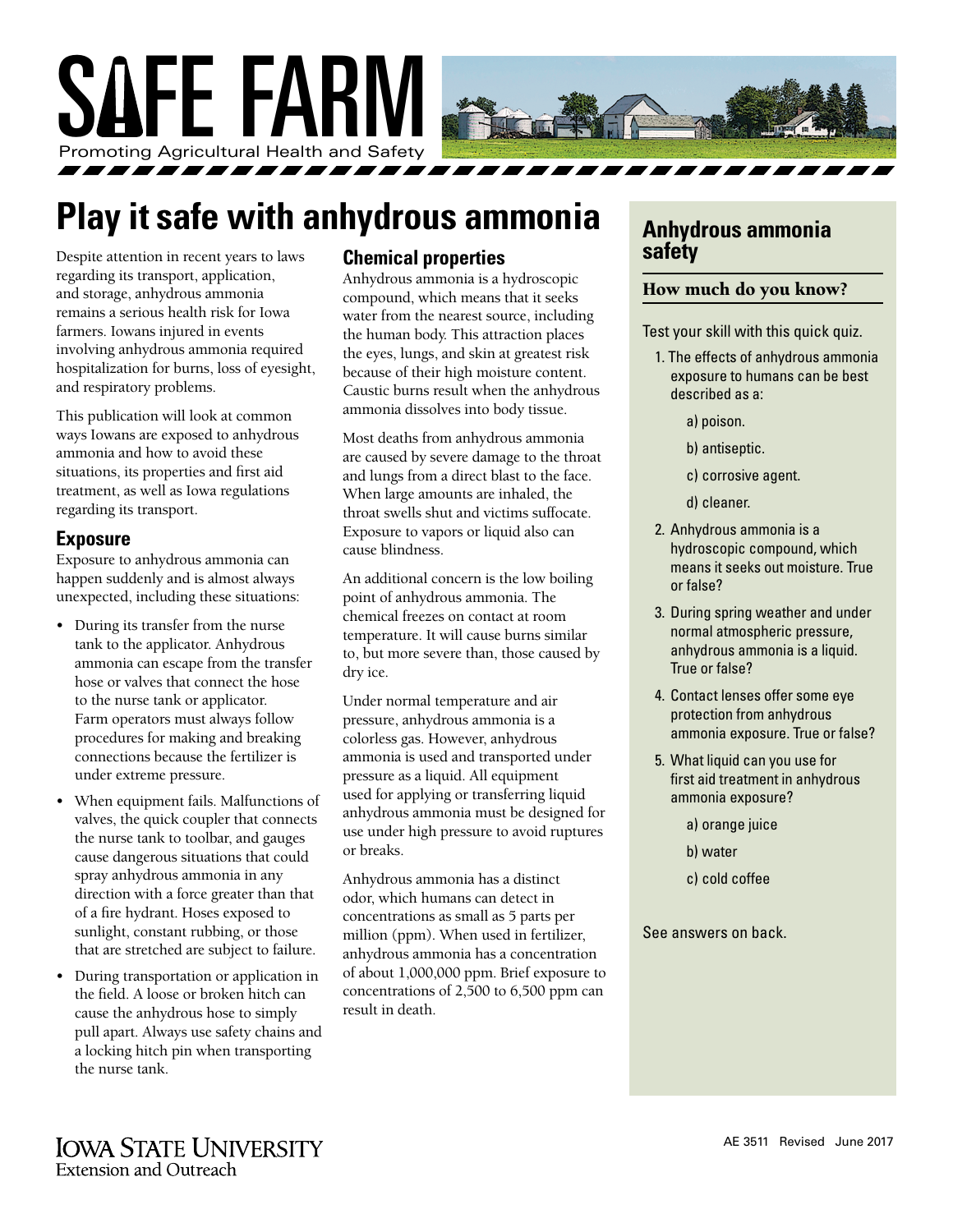# SAFE FARM

Promoting Agricultural Health and Safety

## Play it safe with anhydrous ammonia

Despite attention in recent years to laws regarding its transport, application, and storage, anhydrous ammonia remains a serious health risk for Iowa farmers. Iowans injured in events involving anhydrous ammonia required hospitalization for burns, loss of eyesight, and respiratory problems.

This publication will look at common ways Iowans are exposed to anhydrous ammonia and how to avoid these situations, its properties and first aid treatment, as well as Iowa regulations regarding its transport.

### Exposure

Exposure to anhydrous ammonia can happen suddenly and is almost always unexpected, including these situations:

- During its transfer from the nurse tank to the applicator. Anhydrous ammonia can escape from the transfer hose or valves that connect the hose to the nurse tank or applicator. Farm operators must always follow procedures for making and breaking connections because the fertilizer is under extreme pressure.
- When equipment fails. Malfunctions of valves, the quick coupler that connects the nurse tank to toolbar, and gauges cause dangerous situations that could spray anhydrous ammonia in any direction with a force greater than that of a fire hydrant. Hoses exposed to sunlight, constant rubbing, or those that are stretched are subject to failure.
- During transportation or application in the field. A loose or broken hitch can cause the anhydrous hose to simply pull apart. Always use safety chains and a locking hitch pin when transporting the nurse tank.

### Chemical properties

Anhydrous ammonia is a hydroscopic compound, which means that it seeks water from the nearest source, including the human body. This attraction places the eyes, lungs, and skin at greatest risk because of their high moisture content. Caustic burns result when the anhydrous ammonia dissolves into body tissue.

Most deaths from anhydrous ammonia are caused by severe damage to the throat and lungs from a direct blast to the face. When large amounts are inhaled, the throat swells shut and victims suffocate. Exposure to vapors or liquid also can cause blindness.

An additional concern is the low boiling point of anhydrous ammonia. The chemical freezes on contact at room temperature. It will cause burns similar to, but more severe than, those caused by dry ice.

Under normal temperature and air pressure, anhydrous ammonia is a colorless gas. However, anhydrous ammonia is used and transported under pressure as a liquid. All equipment used for applying or transferring liquid anhydrous ammonia must be designed for use under high pressure to avoid ruptures or breaks.

Anhydrous ammonia has a distinct odor, which humans can detect in concentrations as small as 5 parts per million (ppm). When used in fertilizer, anhydrous ammonia has a concentration of about 1,000,000 ppm. Brief exposure to concentrations of 2,500 to 6,500 ppm can result in death.

## Anhydrous ammonia safety

### How much do you know?

Test your skill with this quick quiz.

1. The effects of anhydrous ammonia exposure to humans can be best described as a:
   - a) poison.
   - b) antiseptic.
   - c) corrosive agent.
   - d) cleaner.
2. Anhydrous ammonia is a hydroscopic compound, which means it seeks out moisture. True or false?
3. During spring weather and under normal atmospheric pressure, anhydrous ammonia is a liquid. True or false?
4. Contact lenses offer some eye protection from anhydrous ammonia exposure. True or false?
5. What liquid can you use for first aid treatment in anhydrous ammonia exposure?
   - a) orange juice
   - b) water
   - c) cold coffee

See answers on back.

IOWA STATE UNIVERSITY
Extension and Outreach

AE 3511 Revised June 2017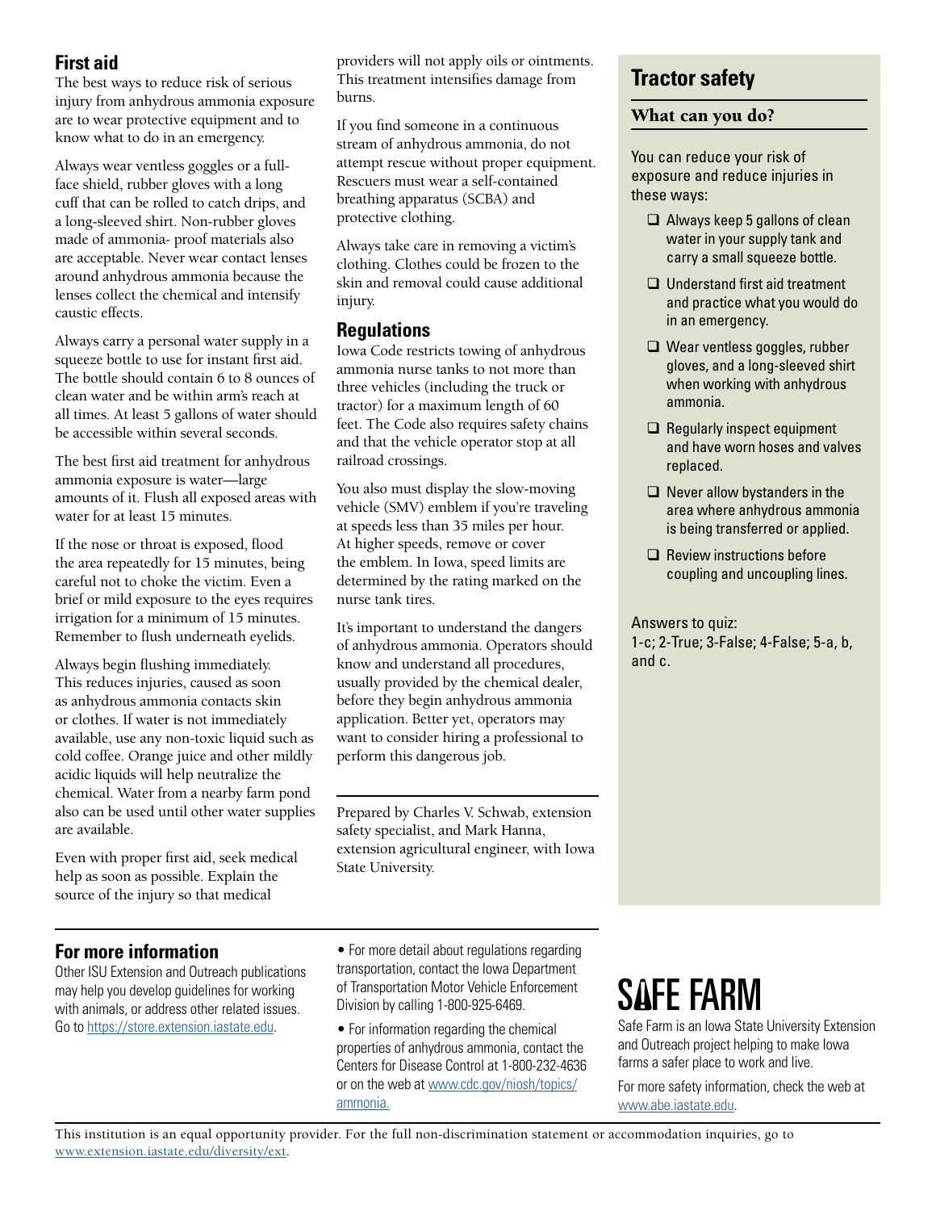## First aid

The best ways to reduce risk of serious injury from anhydrous ammonia exposure are to wear protective equipment and to know what to do in an emergency.

Always wear ventless goggles or a full-face shield, rubber gloves with a long cuff that can be rolled to catch drips, and a long-sleeved shirt. Non-rubber gloves made of ammonia- proof materials also are acceptable. Never wear contact lenses around anhydrous ammonia because the lenses collect the chemical and intensify caustic effects.

Always carry a personal water supply in a squeeze bottle to use for instant first aid. The bottle should contain 6 to 8 ounces of clean water and be within arm's reach at all times. At least 5 gallons of water should be accessible within several seconds.

The best first aid treatment for anhydrous ammonia exposure is water—large amounts of it. Flush all exposed areas with water for at least 15 minutes.

If the nose or throat is exposed, flood the area repeatedly for 15 minutes, being careful not to choke the victim. Even a brief or mild exposure to the eyes requires irrigation for a minimum of 15 minutes. Remember to flush underneath eyelids.

Always begin flushing immediately. This reduces injuries, caused as soon as anhydrous ammonia contacts skin or clothes. If water is not immediately available, use any non-toxic liquid such as cold coffee. Orange juice and other mildly acidic liquids will help neutralize the chemical. Water from a nearby farm pond also can be used until other water supplies are available.

Even with proper first aid, seek medical help as soon as possible. Explain the source of the injury so that medical providers will not apply oils or ointments. This treatment intensifies damage from burns.

If you find someone in a continuous stream of anhydrous ammonia, do not attempt rescue without proper equipment. Rescuers must wear a self-contained breathing apparatus (SCBA) and protective clothing.

Always take care in removing a victim's clothing. Clothes could be frozen to the skin and removal could cause additional injury.

## Regulations

Iowa Code restricts towing of anhydrous ammonia nurse tanks to not more than three vehicles (including the truck or tractor) for a maximum length of 60 feet. The Code also requires safety chains and that the vehicle operator stop at all railroad crossings.

You also must display the slow-moving vehicle (SMV) emblem if you're traveling at speeds less than 35 miles per hour. At higher speeds, remove or cover the emblem. In Iowa, speed limits are determined by the rating marked on the nurse tank tires.

It's important to understand the dangers of anhydrous ammonia. Operators should know and understand all procedures, usually provided by the chemical dealer, before they begin anhydrous ammonia application. Better yet, operators may want to consider hiring a professional to perform this dangerous job.

Prepared by Charles V. Schwab, extension safety specialist, and Mark Hanna, extension agricultural engineer, with Iowa State University.

## Tractor safety

### What can you do?

You can reduce your risk of exposure and reduce injuries in these ways:

- ❑ Always keep 5 gallons of clean water in your supply tank and carry a small squeeze bottle.
- ❑ Understand first aid treatment and practice what you would do in an emergency.
- ❑ Wear ventless goggles, rubber gloves, and a long-sleeved shirt when working with anhydrous ammonia.
- ❑ Regularly inspect equipment and have worn hoses and valves replaced.
- ❑ Never allow bystanders in the area where anhydrous ammonia is being transferred or applied.
- ❑ Review instructions before coupling and uncoupling lines.

Answers to quiz:
1-c; 2-True; 3-False; 4-False; 5-a, b, and c.

## For more information

Other ISU Extension and Outreach publications may help you develop guidelines for working with animals, or address other related issues. Go to https://store.extension.iastate.edu.

- For more detail about regulations regarding transportation, contact the Iowa Department of Transportation Motor Vehicle Enforcement Division by calling 1-800-925-6469.
- For information regarding the chemical properties of anhydrous ammonia, contact the Centers for Disease Control at 1-800-232-4636 or on the web at www.cdc.gov/niosh/topics/ammonia.

## SAFE FARM

Safe Farm is an Iowa State University Extension and Outreach project helping to make Iowa farms a safer place to work and live.

For more safety information, check the web at www.abe.iastate.edu.

This institution is an equal opportunity provider. For the full non-discrimination statement or accommodation inquiries, go to www.extension.iastate.edu/diversity/ext.